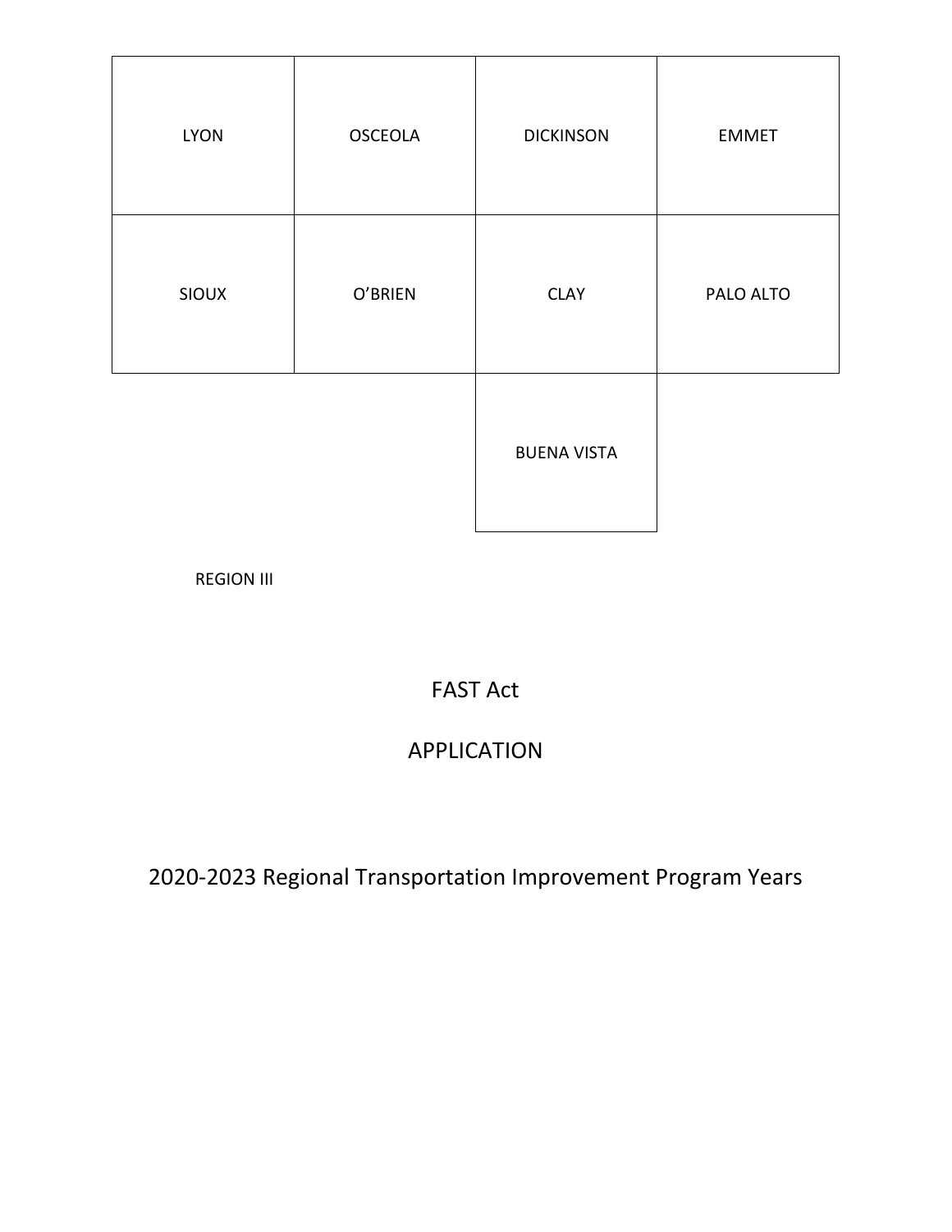| | | | |
|---|---|---|---|
| LYON | OSCEOLA | DICKINSON | EMMET |
| SIOUX | O'BRIEN | CLAY | PALO ALTO |
| | | BUENA VISTA | |

REGION III

# FAST Act

# APPLICATION

## 2020-2023 Regional Transportation Improvement Program Years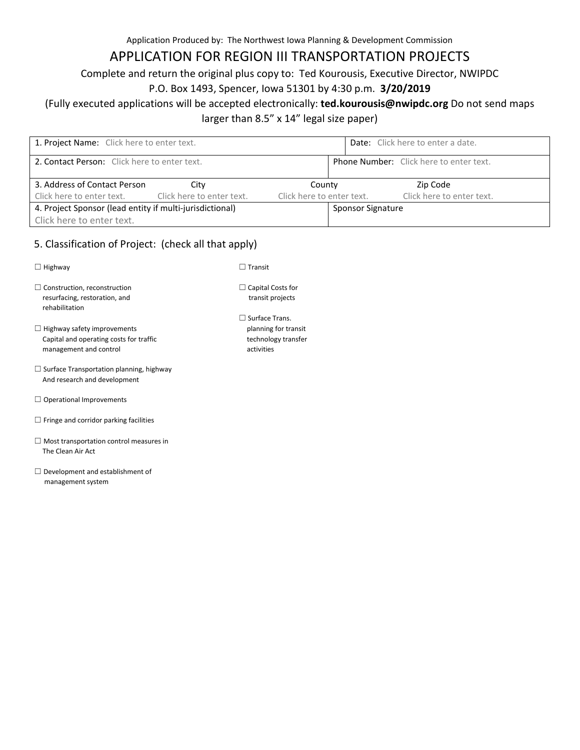Application Produced by: The Northwest Iowa Planning & Development Commission

# APPLICATION FOR REGION III TRANSPORTATION PROJECTS

Complete and return the original plus copy to: Ted Kourousis, Executive Director, NWIPDC

P.O. Box 1493, Spencer, Iowa 51301 by 4:30 p.m. **3/20/2019**

(Fully executed applications will be accepted electronically: **ted.kourousis@nwipdc.org** Do not send maps larger than 8.5" x 14" legal size paper)

| | | | |
|---|---|---|---|
| 1. Project Name: Click here to enter text. | | Date: Click here to enter a date. | |
| 2. Contact Person: Click here to enter text. | | Phone Number: Click here to enter text. | |
| 3. Address of Contact Person<br>Click here to enter text. | City<br>Click here to enter text. | County<br>Click here to enter text. | Zip Code<br>Click here to enter text. |
| 4. Project Sponsor (lead entity if multi-jurisdictional)<br>Click here to enter text. | | Sponsor Signature | |

## 5. Classification of Project: (check all that apply)

☐ Highway

☐ Construction, reconstruction resurfacing, restoration, and rehabilitation

☐ Highway safety improvements Capital and operating costs for traffic management and control

☐ Surface Transportation planning, highway And research and development

☐ Operational Improvements

☐ Fringe and corridor parking facilities

☐ Most transportation control measures in The Clean Air Act

☐ Development and establishment of management system

☐ Transit

☐ Capital Costs for transit projects

☐ Surface Trans. planning for transit technology transfer activities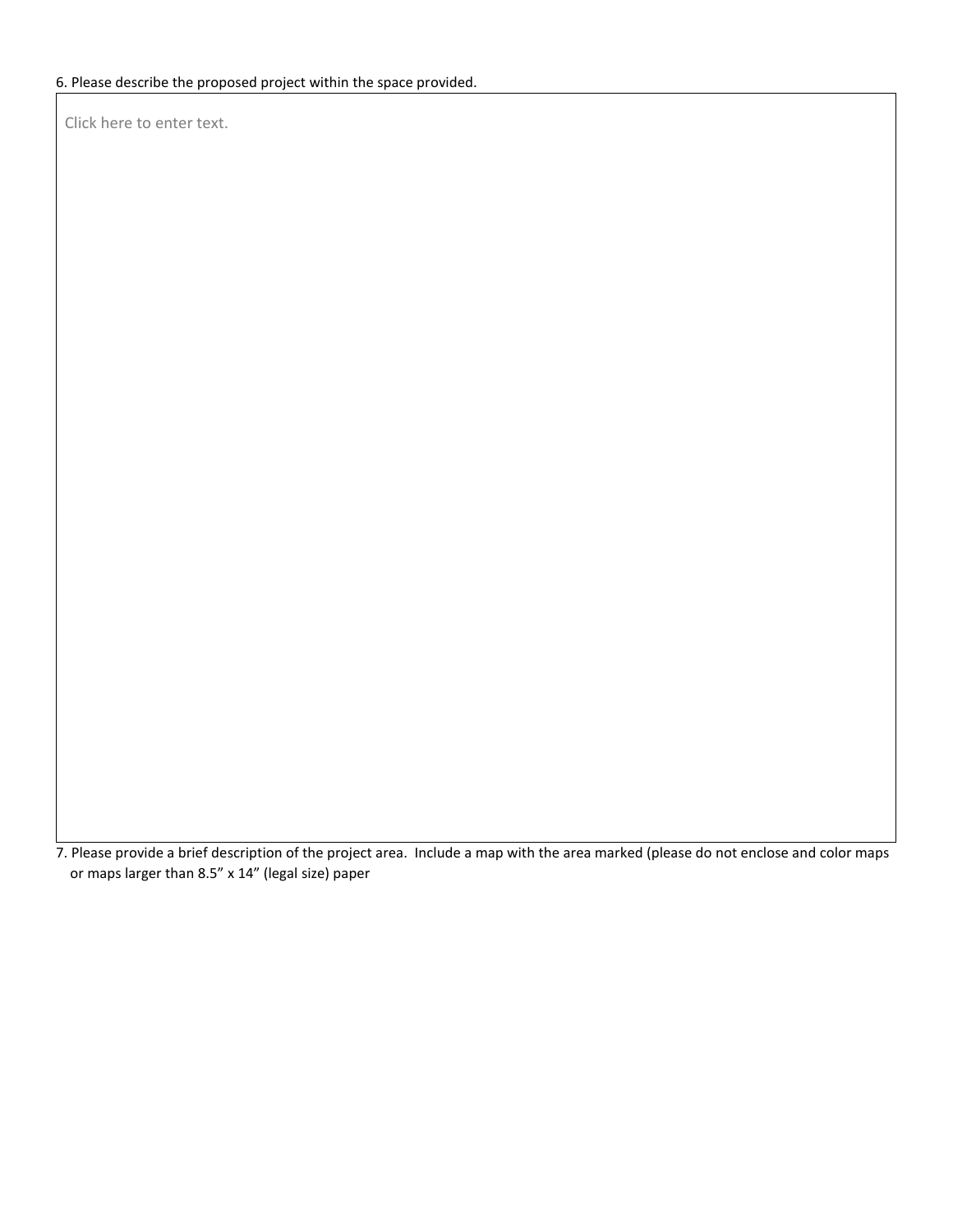6. Please describe the proposed project within the space provided.

Click here to enter text.

7. Please provide a brief description of the project area. Include a map with the area marked (please do not enclose and color maps or maps larger than 8.5" x 14" (legal size) paper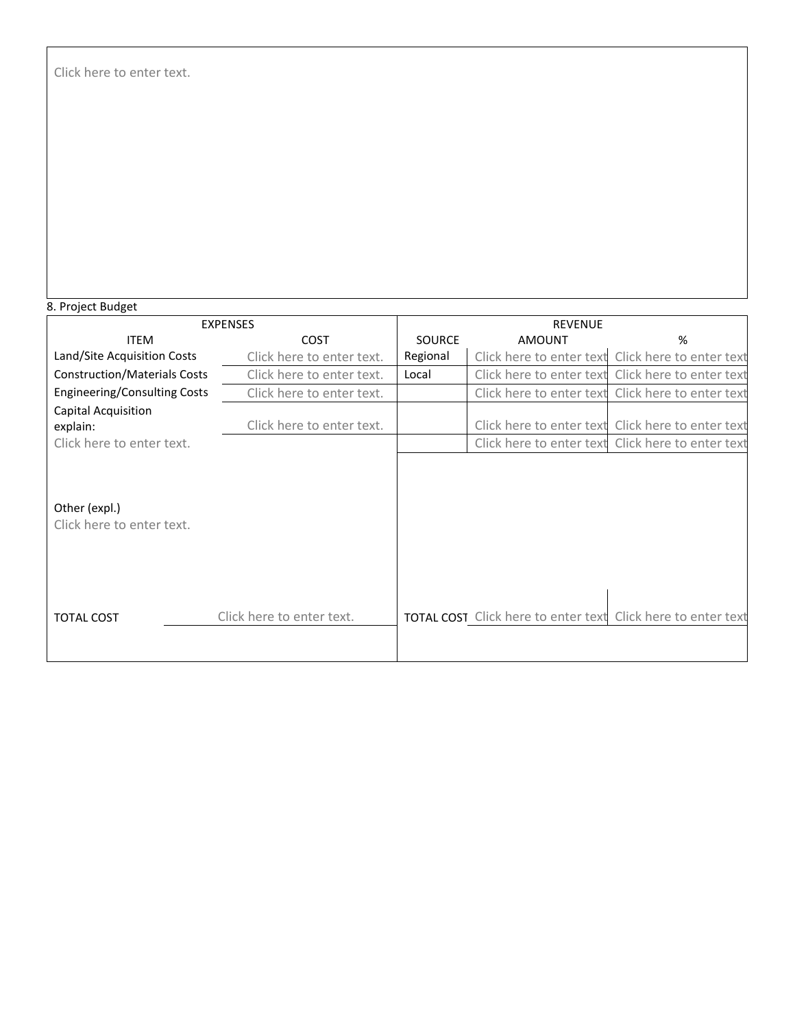Click here to enter text.

8. Project Budget

| EXPENSES | | REVENUE | | |
|---|---|---|---|---|
| ITEM | COST | SOURCE | AMOUNT | % |
| Land/Site Acquisition Costs | Click here to enter text. | Regional | Click here to enter text | Click here to enter text |
| Construction/Materials Costs | Click here to enter text. | Local | Click here to enter text | Click here to enter text |
| Engineering/Consulting Costs | Click here to enter text. | | Click here to enter text | Click here to enter text |
| Capital Acquisition explain: | Click here to enter text. | | Click here to enter text | Click here to enter text |
| Click here to enter text. | | | Click here to enter text | Click here to enter text |
| Other (expl.) Click here to enter text. | | | | |
| TOTAL COST | Click here to enter text. | TOTAL COST | Click here to enter text | Click here to enter text |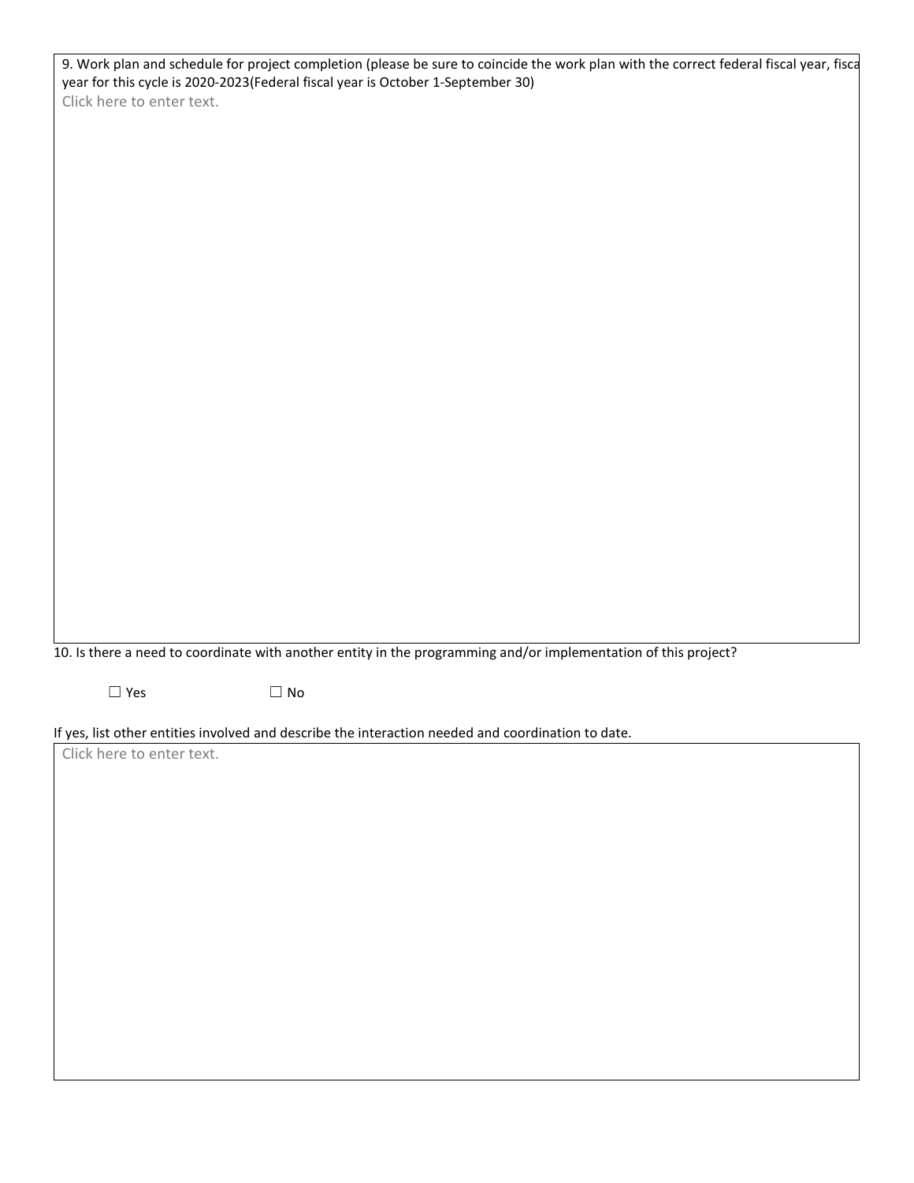9. Work plan and schedule for project completion (please be sure to coincide the work plan with the correct federal fiscal year, fisca year for this cycle is 2020-2023(Federal fiscal year is October 1-September 30)

Click here to enter text.

10. Is there a need to coordinate with another entity in the programming and/or implementation of this project?

☐ Yes ☐ No

If yes, list other entities involved and describe the interaction needed and coordination to date.

Click here to enter text.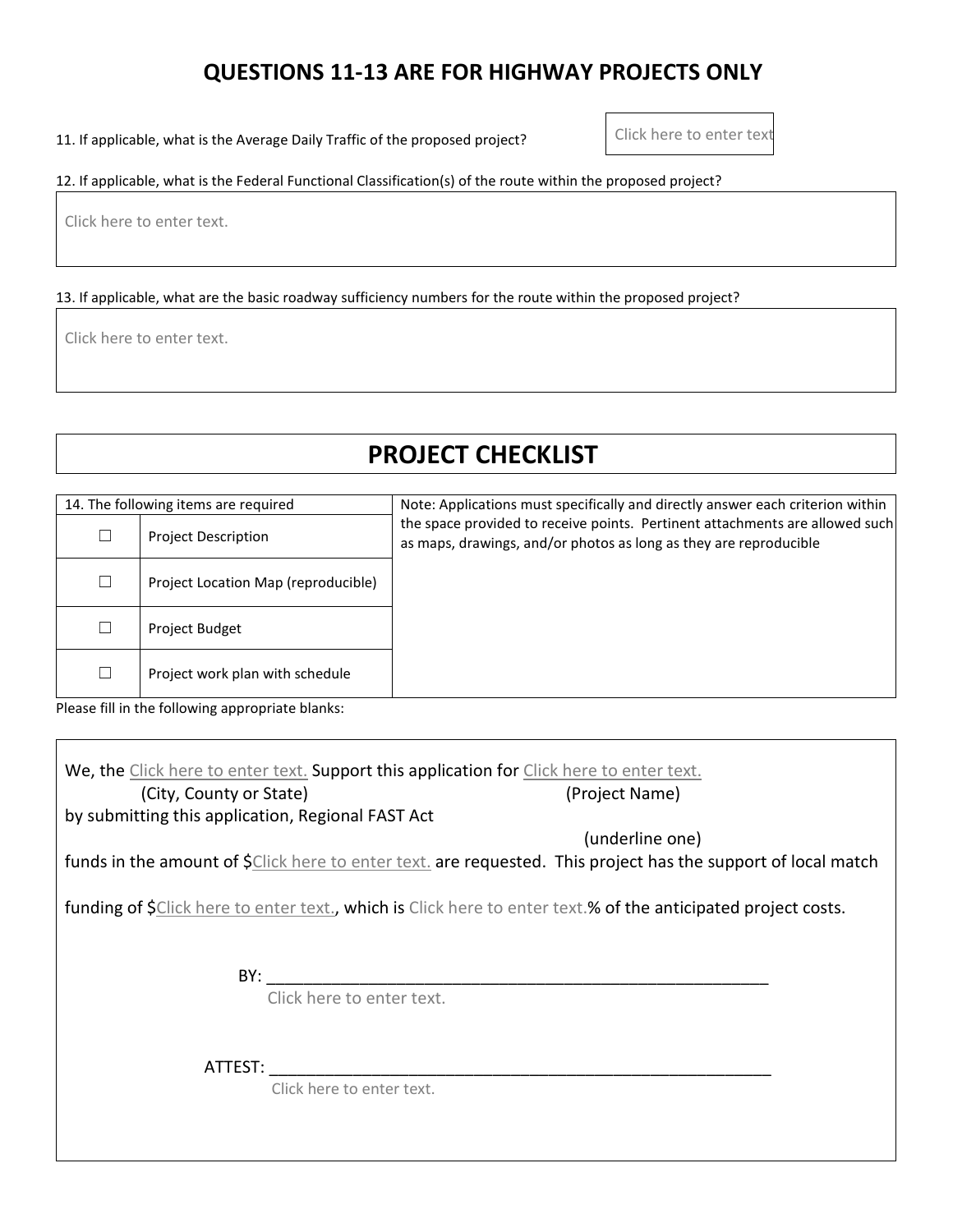## QUESTIONS 11-13 ARE FOR HIGHWAY PROJECTS ONLY

11. If applicable, what is the Average Daily Traffic of the proposed project?

Click here to enter text

12. If applicable, what is the Federal Functional Classification(s) of the route within the proposed project?

Click here to enter text.

13. If applicable, what are the basic roadway sufficiency numbers for the route within the proposed project?

Click here to enter text.

## PROJECT CHECKLIST

| 14. The following items are required | | Note: Applications must specifically and directly answer each criterion within the space provided to receive points. Pertinent attachments are allowed such as maps, drawings, and/or photos as long as they are reproducible |
|---|---|---|
| ☐ | Project Description | |
| ☐ | Project Location Map (reproducible) | |
| ☐ | Project Budget | |
| ☐ | Project work plan with schedule | |

Please fill in the following appropriate blanks:

We, the Click here to enter text. Support this application for Click here to enter text.
(City, County or State) (Project Name)
by submitting this application, Regional FAST Act
(underline one)
funds in the amount of $Click here to enter text. are requested. This project has the support of local match funding of $Click here to enter text., which is Click here to enter text.% of the anticipated project costs.

BY: ______________________________________________________
Click here to enter text.

ATTEST: ______________________________________________________
Click here to enter text.